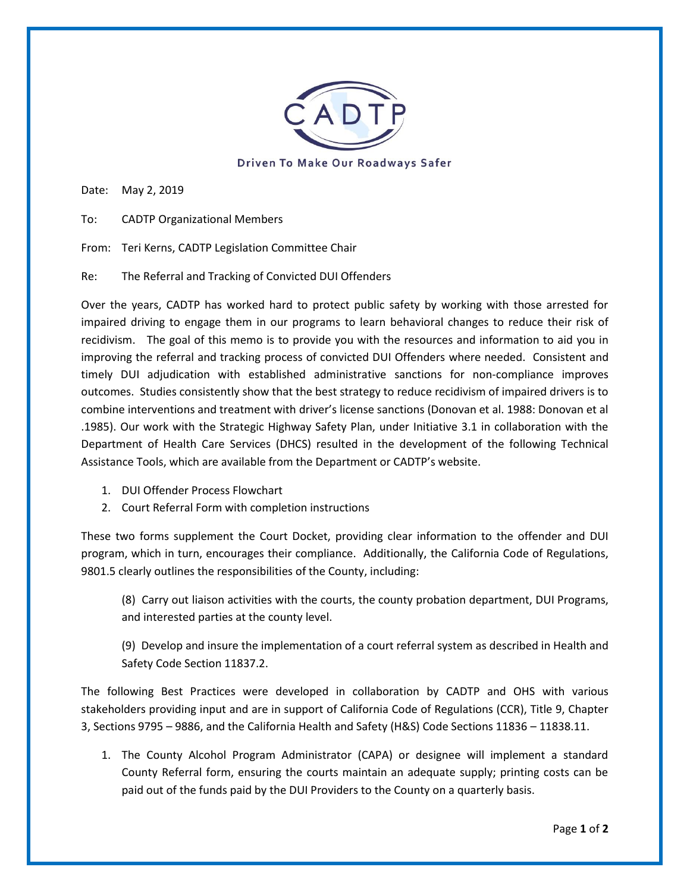CADTP

Driven To Make Our Roadways Safer

Date: May 2, 2019

To: CADTP Organizational Members

From: Teri Kerns, CADTP Legislation Committee Chair

Re: The Referral and Tracking of Convicted DUI Offenders

Over the years, CADTP has worked hard to protect public safety by working with those arrested for impaired driving to engage them in our programs to learn behavioral changes to reduce their risk of recidivism. The goal of this memo is to provide you with the resources and information to aid you in improving the referral and tracking process of convicted DUI Offenders where needed. Consistent and timely DUI adjudication with established administrative sanctions for non-compliance improves outcomes. Studies consistently show that the best strategy to reduce recidivism of impaired drivers is to combine interventions and treatment with driver's license sanctions (Donovan et al. 1988: Donovan et al .1985). Our work with the Strategic Highway Safety Plan, under Initiative 3.1 in collaboration with the Department of Health Care Services (DHCS) resulted in the development of the following Technical Assistance Tools, which are available from the Department or CADTP's website.

1. DUI Offender Process Flowchart
2. Court Referral Form with completion instructions

These two forms supplement the Court Docket, providing clear information to the offender and DUI program, which in turn, encourages their compliance. Additionally, the California Code of Regulations, 9801.5 clearly outlines the responsibilities of the County, including:

> (8) Carry out liaison activities with the courts, the county probation department, DUI Programs, and interested parties at the county level.
>
> (9) Develop and insure the implementation of a court referral system as described in Health and Safety Code Section 11837.2.

The following Best Practices were developed in collaboration by CADTP and OHS with various stakeholders providing input and are in support of California Code of Regulations (CCR), Title 9, Chapter 3, Sections 9795 – 9886, and the California Health and Safety (H&S) Code Sections 11836 – 11838.11.

1. The County Alcohol Program Administrator (CAPA) or designee will implement a standard County Referral form, ensuring the courts maintain an adequate supply; printing costs can be paid out of the funds paid by the DUI Providers to the County on a quarterly basis.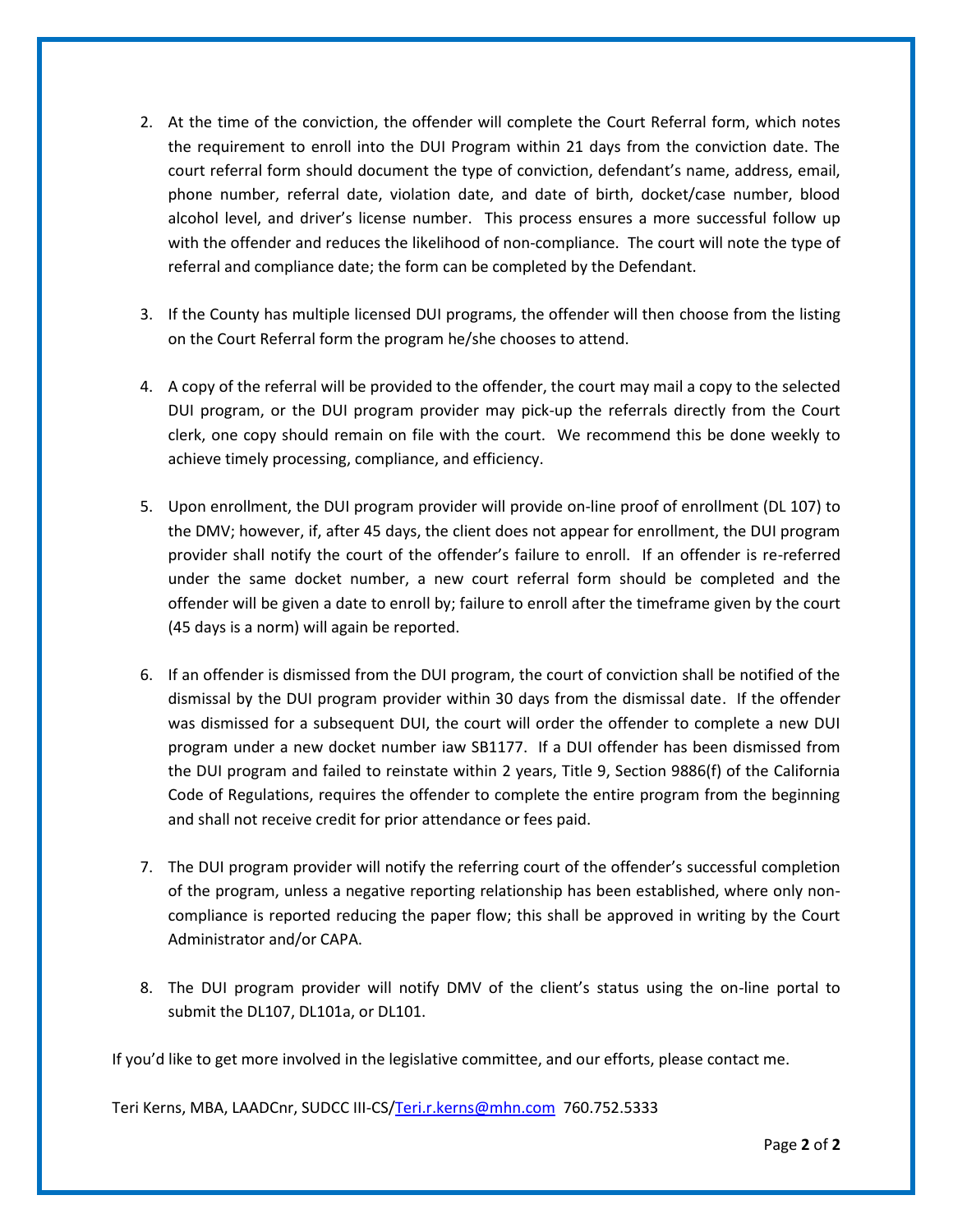2. At the time of the conviction, the offender will complete the Court Referral form, which notes the requirement to enroll into the DUI Program within 21 days from the conviction date. The court referral form should document the type of conviction, defendant's name, address, email, phone number, referral date, violation date, and date of birth, docket/case number, blood alcohol level, and driver's license number. This process ensures a more successful follow up with the offender and reduces the likelihood of non-compliance. The court will note the type of referral and compliance date; the form can be completed by the Defendant.

3. If the County has multiple licensed DUI programs, the offender will then choose from the listing on the Court Referral form the program he/she chooses to attend.

4. A copy of the referral will be provided to the offender, the court may mail a copy to the selected DUI program, or the DUI program provider may pick-up the referrals directly from the Court clerk, one copy should remain on file with the court. We recommend this be done weekly to achieve timely processing, compliance, and efficiency.

5. Upon enrollment, the DUI program provider will provide on-line proof of enrollment (DL 107) to the DMV; however, if, after 45 days, the client does not appear for enrollment, the DUI program provider shall notify the court of the offender's failure to enroll. If an offender is re-referred under the same docket number, a new court referral form should be completed and the offender will be given a date to enroll by; failure to enroll after the timeframe given by the court (45 days is a norm) will again be reported.

6. If an offender is dismissed from the DUI program, the court of conviction shall be notified of the dismissal by the DUI program provider within 30 days from the dismissal date. If the offender was dismissed for a subsequent DUI, the court will order the offender to complete a new DUI program under a new docket number iaw SB1177. If a DUI offender has been dismissed from the DUI program and failed to reinstate within 2 years, Title 9, Section 9886(f) of the California Code of Regulations, requires the offender to complete the entire program from the beginning and shall not receive credit for prior attendance or fees paid.

7. The DUI program provider will notify the referring court of the offender's successful completion of the program, unless a negative reporting relationship has been established, where only non-compliance is reported reducing the paper flow; this shall be approved in writing by the Court Administrator and/or CAPA.

8. The DUI program provider will notify DMV of the client's status using the on-line portal to submit the DL107, DL101a, or DL101.

If you'd like to get more involved in the legislative committee, and our efforts, please contact me.

Teri Kerns, MBA, LAADCnr, SUDCC III-CS/Teri.r.kerns@mhn.com 760.752.5333